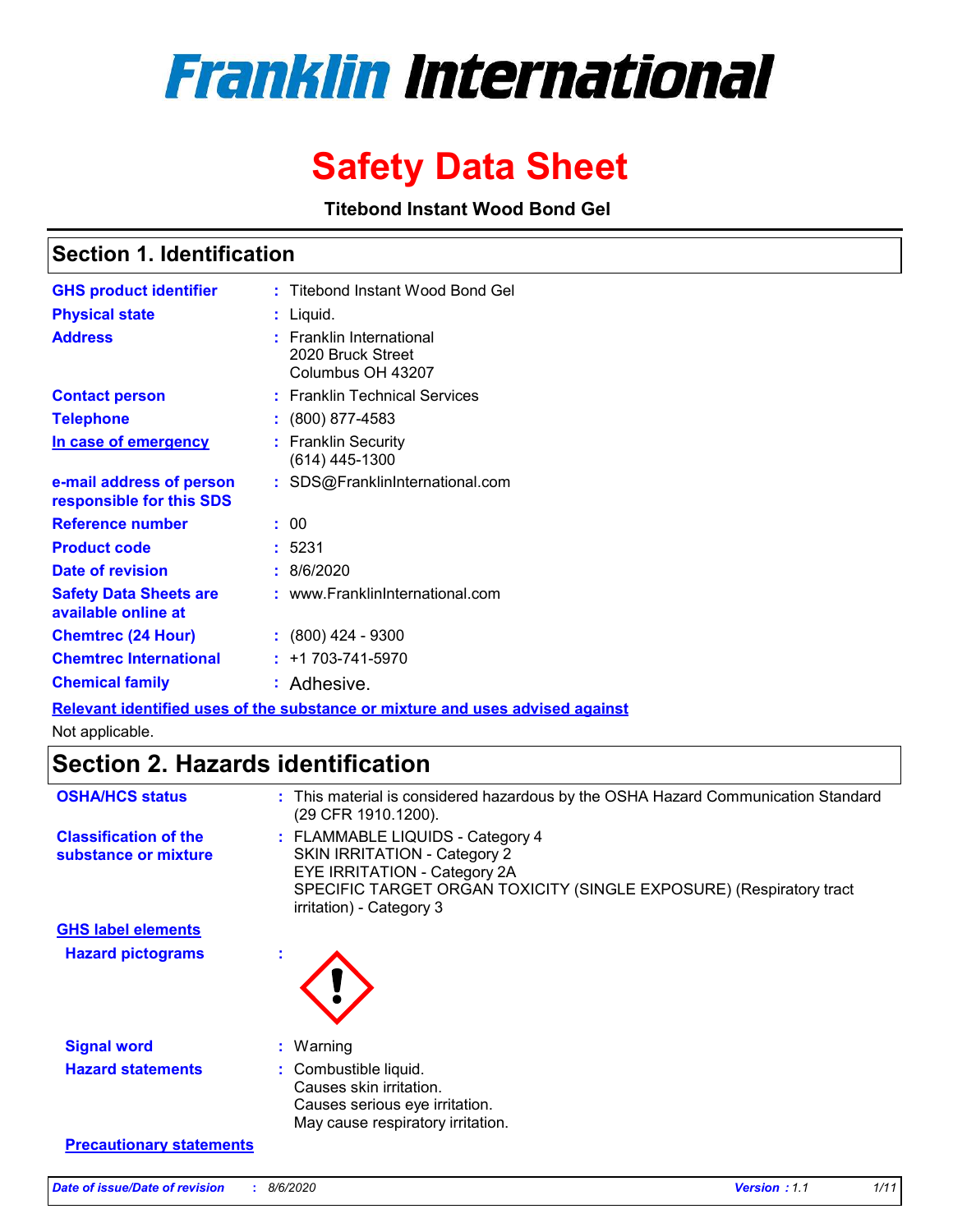# Franklin International

# Safety Data Sheet

**Titebond Instant Wood Bond Gel**

## Section 1. Identification

| | |
|---|---|
| **GHS product identifier** | : Titebond Instant Wood Bond Gel |
| **Physical state** | : Liquid. |
| **Address** | : Franklin International<br>2020 Bruck Street<br>Columbus OH 43207 |
| **Contact person** | : Franklin Technical Services |
| **Telephone** | : (800) 877-4583 |
| **In case of emergency** | : Franklin Security<br>(614) 445-1300 |
| **e-mail address of person responsible for this SDS** | : SDS@FranklinInternational.com |
| **Reference number** | : 00 |
| **Product code** | : 5231 |
| **Date of revision** | : 8/6/2020 |
| **Safety Data Sheets are available online at** | : www.FranklinInternational.com |
| **Chemtrec (24 Hour)** | : (800) 424 - 9300 |
| **Chemtrec International** | : +1 703-741-5970 |
| **Chemical family** | : Adhesive. |

**Relevant identified uses of the substance or mixture and uses advised against**

Not applicable.

## Section 2. Hazards identification

| | |
|---|---|
| **OSHA/HCS status** | : This material is considered hazardous by the OSHA Hazard Communication Standard (29 CFR 1910.1200). |
| **Classification of the substance or mixture** | : FLAMMABLE LIQUIDS - Category 4<br>SKIN IRRITATION - Category 2<br>EYE IRRITATION - Category 2A<br>SPECIFIC TARGET ORGAN TOXICITY (SINGLE EXPOSURE) (Respiratory tract irritation) - Category 3 |

**GHS label elements**

| | |
|---|---|
| **Hazard pictograms** | : |
| **Signal word** | : Warning |
| **Hazard statements** | : Combustible liquid.<br>Causes skin irritation.<br>Causes serious eye irritation.<br>May cause respiratory irritation. |

**Precautionary statements**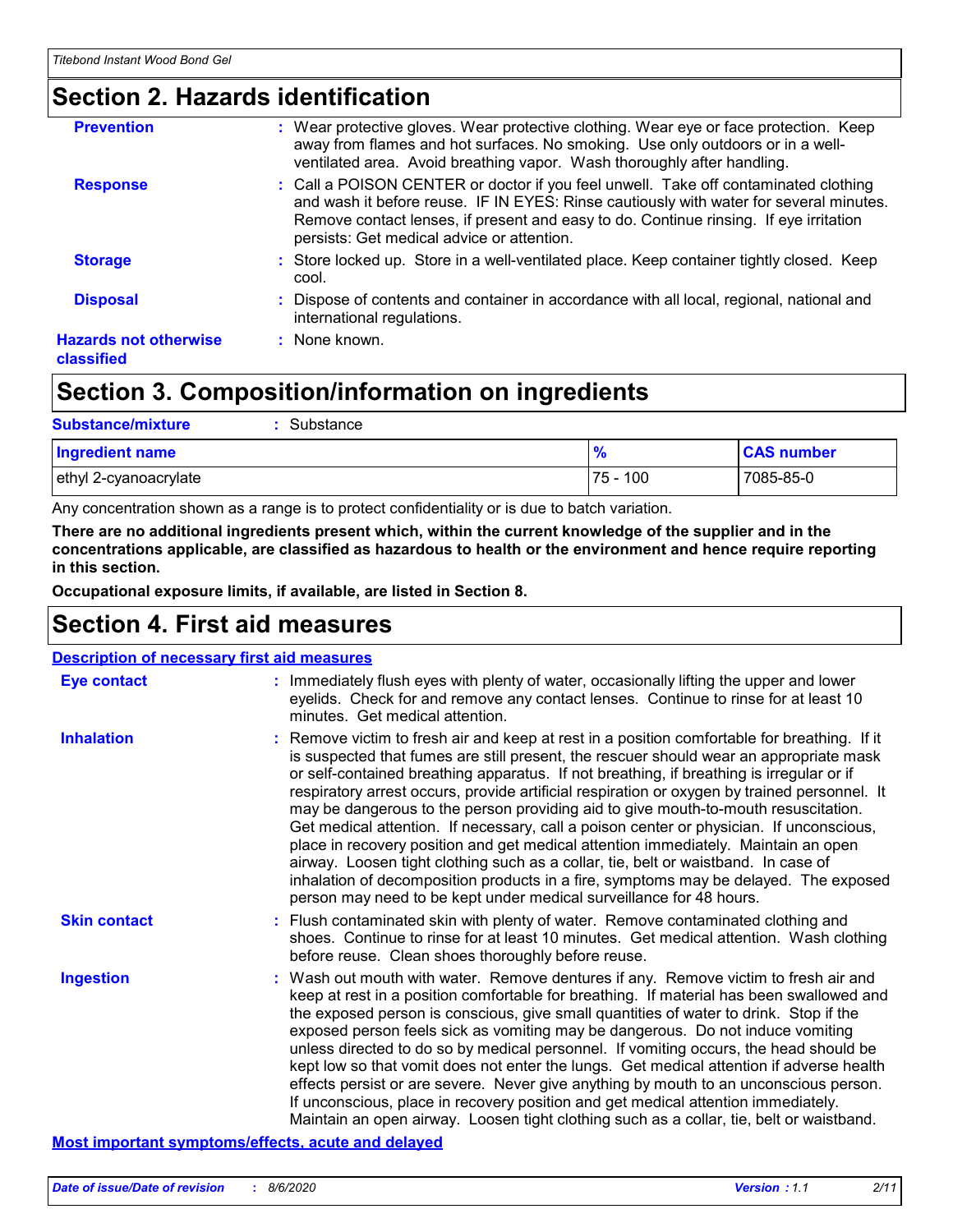## Section 2. Hazards identification

**Prevention** : Wear protective gloves. Wear protective clothing. Wear eye or face protection. Keep away from flames and hot surfaces. No smoking. Use only outdoors or in a well-ventilated area. Avoid breathing vapor. Wash thoroughly after handling.

**Response** : Call a POISON CENTER or doctor if you feel unwell. Take off contaminated clothing and wash it before reuse. IF IN EYES: Rinse cautiously with water for several minutes. Remove contact lenses, if present and easy to do. Continue rinsing. If eye irritation persists: Get medical advice or attention.

**Storage** : Store locked up. Store in a well-ventilated place. Keep container tightly closed. Keep cool.

**Disposal** : Dispose of contents and container in accordance with all local, regional, national and international regulations.

**Hazards not otherwise classified** : None known.

## Section 3. Composition/information on ingredients

**Substance/mixture** : Substance

| Ingredient name | % | CAS number |
|---|---|---|
| ethyl 2-cyanoacrylate | 75 - 100 | 7085-85-0 |

Any concentration shown as a range is to protect confidentiality or is due to batch variation.

**There are no additional ingredients present which, within the current knowledge of the supplier and in the concentrations applicable, are classified as hazardous to health or the environment and hence require reporting in this section.**

**Occupational exposure limits, if available, are listed in Section 8.**

## Section 4. First aid measures

**Description of necessary first aid measures**

**Eye contact** : Immediately flush eyes with plenty of water, occasionally lifting the upper and lower eyelids. Check for and remove any contact lenses. Continue to rinse for at least 10 minutes. Get medical attention.

**Inhalation** : Remove victim to fresh air and keep at rest in a position comfortable for breathing. If it is suspected that fumes are still present, the rescuer should wear an appropriate mask or self-contained breathing apparatus. If not breathing, if breathing is irregular or if respiratory arrest occurs, provide artificial respiration or oxygen by trained personnel. It may be dangerous to the person providing aid to give mouth-to-mouth resuscitation. Get medical attention. If necessary, call a poison center or physician. If unconscious, place in recovery position and get medical attention immediately. Maintain an open airway. Loosen tight clothing such as a collar, tie, belt or waistband. In case of inhalation of decomposition products in a fire, symptoms may be delayed. The exposed person may need to be kept under medical surveillance for 48 hours.

**Skin contact** : Flush contaminated skin with plenty of water. Remove contaminated clothing and shoes. Continue to rinse for at least 10 minutes. Get medical attention. Wash clothing before reuse. Clean shoes thoroughly before reuse.

**Ingestion** : Wash out mouth with water. Remove dentures if any. Remove victim to fresh air and keep at rest in a position comfortable for breathing. If material has been swallowed and the exposed person is conscious, give small quantities of water to drink. Stop if the exposed person feels sick as vomiting may be dangerous. Do not induce vomiting unless directed to do so by medical personnel. If vomiting occurs, the head should be kept low so that vomit does not enter the lungs. Get medical attention if adverse health effects persist or are severe. Never give anything by mouth to an unconscious person. If unconscious, place in recovery position and get medical attention immediately. Maintain an open airway. Loosen tight clothing such as a collar, tie, belt or waistband.

**Most important symptoms/effects, acute and delayed**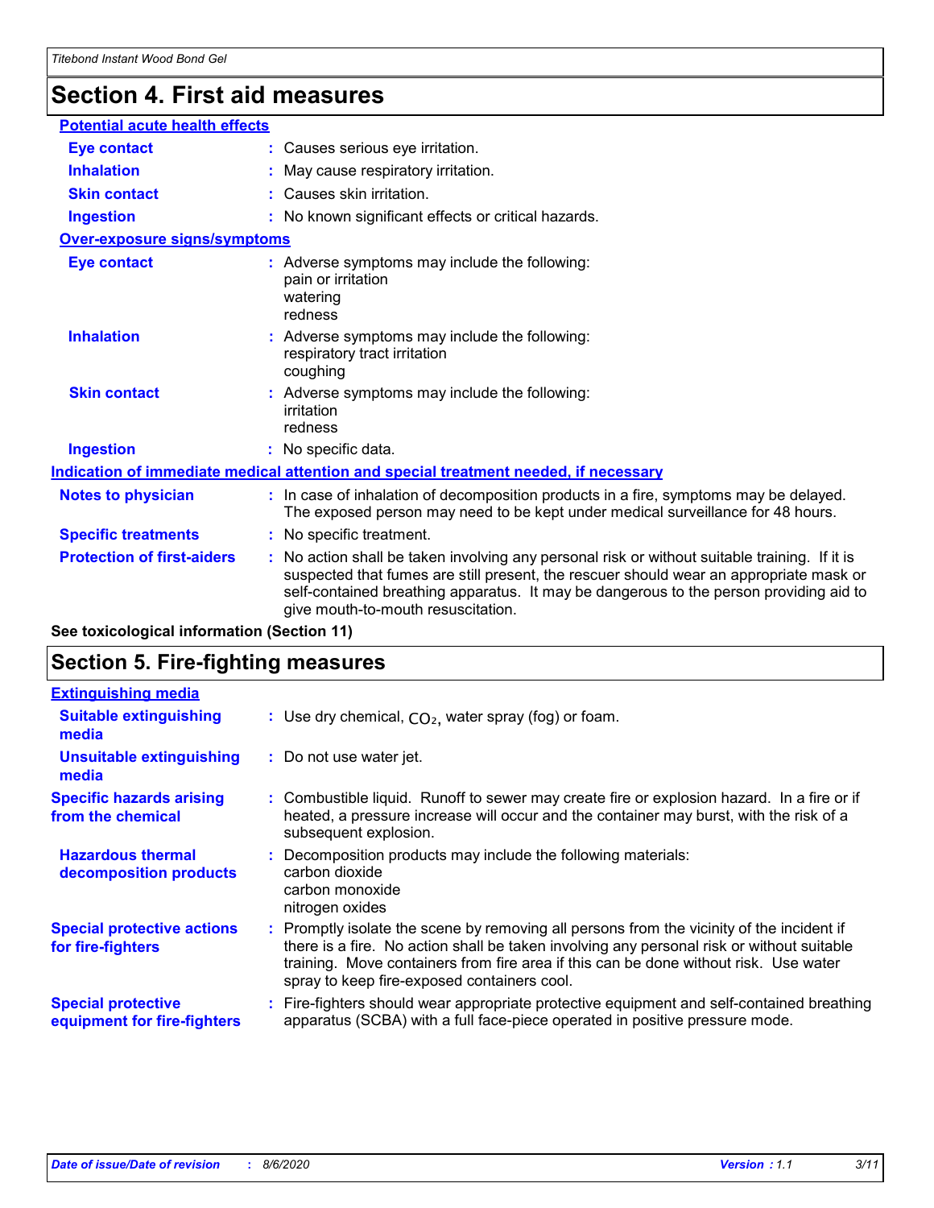# Section 4. First aid measures

### Potential acute health effects

| | |
|---|---|
| **Eye contact** | : Causes serious eye irritation. |
| **Inhalation** | : May cause respiratory irritation. |
| **Skin contact** | : Causes skin irritation. |
| **Ingestion** | : No known significant effects or critical hazards. |

### Over-exposure signs/symptoms

| | |
|---|---|
| **Eye contact** | : Adverse symptoms may include the following: pain or irritation watering redness |
| **Inhalation** | : Adverse symptoms may include the following: respiratory tract irritation coughing |
| **Skin contact** | : Adverse symptoms may include the following: irritation redness |
| **Ingestion** | : No specific data. |

### Indication of immediate medical attention and special treatment needed, if necessary

| | |
|---|---|
| **Notes to physician** | : In case of inhalation of decomposition products in a fire, symptoms may be delayed. The exposed person may need to be kept under medical surveillance for 48 hours. |
| **Specific treatments** | : No specific treatment. |
| **Protection of first-aiders** | : No action shall be taken involving any personal risk or without suitable training. If it is suspected that fumes are still present, the rescuer should wear an appropriate mask or self-contained breathing apparatus. It may be dangerous to the person providing aid to give mouth-to-mouth resuscitation. |

**See toxicological information (Section 11)**

# Section 5. Fire-fighting measures

### Extinguishing media

| | |
|---|---|
| **Suitable extinguishing media** | : Use dry chemical, $CO_2$, water spray (fog) or foam. |
| **Unsuitable extinguishing media** | : Do not use water jet. |
| **Specific hazards arising from the chemical** | : Combustible liquid. Runoff to sewer may create fire or explosion hazard. In a fire or if heated, a pressure increase will occur and the container may burst, with the risk of a subsequent explosion. |
| **Hazardous thermal decomposition products** | : Decomposition products may include the following materials: carbon dioxide carbon monoxide nitrogen oxides |
| **Special protective actions for fire-fighters** | : Promptly isolate the scene by removing all persons from the vicinity of the incident if there is a fire. No action shall be taken involving any personal risk or without suitable training. Move containers from fire area if this can be done without risk. Use water spray to keep fire-exposed containers cool. |
| **Special protective equipment for fire-fighters** | : Fire-fighters should wear appropriate protective equipment and self-contained breathing apparatus (SCBA) with a full face-piece operated in positive pressure mode. |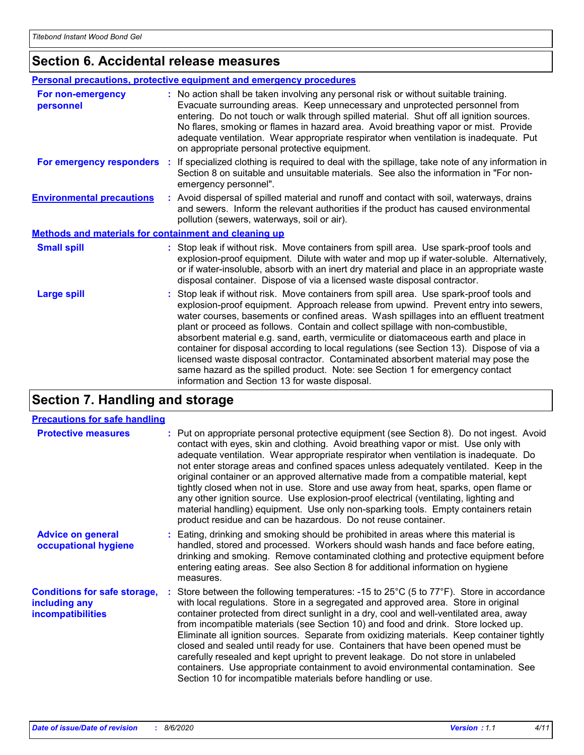## Section 6. Accidental release measures

**Personal precautions, protective equipment and emergency procedures**

**For non-emergency personnel** : No action shall be taken involving any personal risk or without suitable training. Evacuate surrounding areas. Keep unnecessary and unprotected personnel from entering. Do not touch or walk through spilled material. Shut off all ignition sources. No flares, smoking or flames in hazard area. Avoid breathing vapor or mist. Provide adequate ventilation. Wear appropriate respirator when ventilation is inadequate. Put on appropriate personal protective equipment.

**For emergency responders** : If specialized clothing is required to deal with the spillage, take note of any information in Section 8 on suitable and unsuitable materials. See also the information in "For non-emergency personnel".

**Environmental precautions** : Avoid dispersal of spilled material and runoff and contact with soil, waterways, drains and sewers. Inform the relevant authorities if the product has caused environmental pollution (sewers, waterways, soil or air).

**Methods and materials for containment and cleaning up**

**Small spill** : Stop leak if without risk. Move containers from spill area. Use spark-proof tools and explosion-proof equipment. Dilute with water and mop up if water-soluble. Alternatively, or if water-insoluble, absorb with an inert dry material and place in an appropriate waste disposal container. Dispose of via a licensed waste disposal contractor.

**Large spill** : Stop leak if without risk. Move containers from spill area. Use spark-proof tools and explosion-proof equipment. Approach release from upwind. Prevent entry into sewers, water courses, basements or confined areas. Wash spillages into an effluent treatment plant or proceed as follows. Contain and collect spillage with non-combustible, absorbent material e.g. sand, earth, vermiculite or diatomaceous earth and place in container for disposal according to local regulations (see Section 13). Dispose of via a licensed waste disposal contractor. Contaminated absorbent material may pose the same hazard as the spilled product. Note: see Section 1 for emergency contact information and Section 13 for waste disposal.

## Section 7. Handling and storage

**Precautions for safe handling**

**Protective measures** : Put on appropriate personal protective equipment (see Section 8). Do not ingest. Avoid contact with eyes, skin and clothing. Avoid breathing vapor or mist. Use only with adequate ventilation. Wear appropriate respirator when ventilation is inadequate. Do not enter storage areas and confined spaces unless adequately ventilated. Keep in the original container or an approved alternative made from a compatible material, kept tightly closed when not in use. Store and use away from heat, sparks, open flame or any other ignition source. Use explosion-proof electrical (ventilating, lighting and material handling) equipment. Use only non-sparking tools. Empty containers retain product residue and can be hazardous. Do not reuse container.

**Advice on general occupational hygiene** : Eating, drinking and smoking should be prohibited in areas where this material is handled, stored and processed. Workers should wash hands and face before eating, drinking and smoking. Remove contaminated clothing and protective equipment before entering eating areas. See also Section 8 for additional information on hygiene measures.

**Conditions for safe storage, including any incompatibilities** : Store between the following temperatures: -15 to 25°C (5 to 77°F). Store in accordance with local regulations. Store in a segregated and approved area. Store in original container protected from direct sunlight in a dry, cool and well-ventilated area, away from incompatible materials (see Section 10) and food and drink. Store locked up. Eliminate all ignition sources. Separate from oxidizing materials. Keep container tightly closed and sealed until ready for use. Containers that have been opened must be carefully resealed and kept upright to prevent leakage. Do not store in unlabeled containers. Use appropriate containment to avoid environmental contamination. See Section 10 for incompatible materials before handling or use.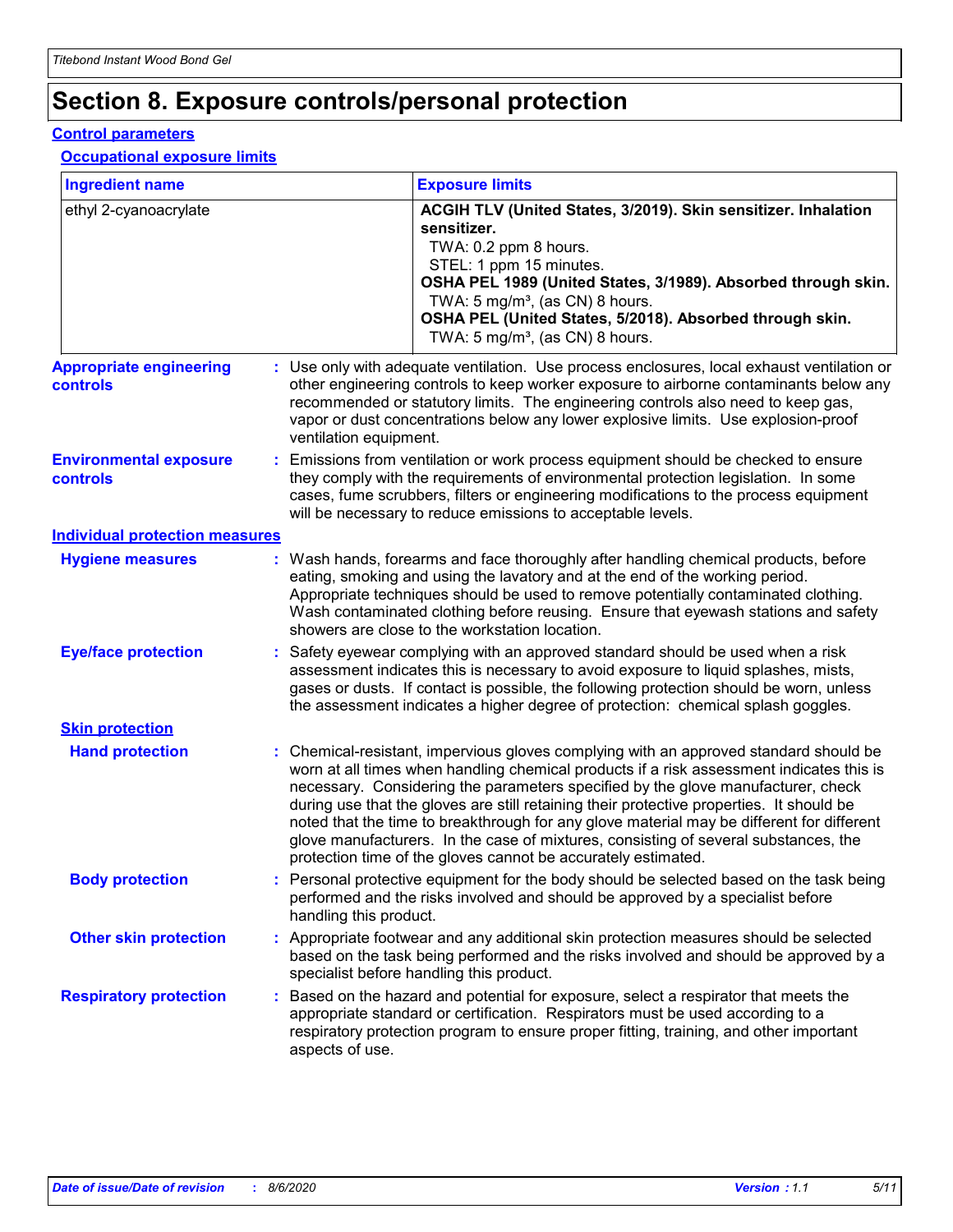# Section 8. Exposure controls/personal protection

## Control parameters

### Occupational exposure limits

| Ingredient name | Exposure limits |
|---|---|
| ethyl 2-cyanoacrylate | **ACGIH TLV (United States, 3/2019). Skin sensitizer. Inhalation sensitizer.**<br>TWA: 0.2 ppm 8 hours.<br>STEL: 1 ppm 15 minutes.<br>**OSHA PEL 1989 (United States, 3/1989). Absorbed through skin.**<br>TWA: 5 mg/m³, (as CN) 8 hours.<br>**OSHA PEL (United States, 5/2018). Absorbed through skin.**<br>TWA: 5 mg/m³, (as CN) 8 hours. |

**Appropriate engineering controls** : Use only with adequate ventilation. Use process enclosures, local exhaust ventilation or other engineering controls to keep worker exposure to airborne contaminants below any recommended or statutory limits. The engineering controls also need to keep gas, vapor or dust concentrations below any lower explosive limits. Use explosion-proof ventilation equipment.

**Environmental exposure controls** : Emissions from ventilation or work process equipment should be checked to ensure they comply with the requirements of environmental protection legislation. In some cases, fume scrubbers, filters or engineering modifications to the process equipment will be necessary to reduce emissions to acceptable levels.

## Individual protection measures

**Hygiene measures** : Wash hands, forearms and face thoroughly after handling chemical products, before eating, smoking and using the lavatory and at the end of the working period. Appropriate techniques should be used to remove potentially contaminated clothing. Wash contaminated clothing before reusing. Ensure that eyewash stations and safety showers are close to the workstation location.

**Eye/face protection** : Safety eyewear complying with an approved standard should be used when a risk assessment indicates this is necessary to avoid exposure to liquid splashes, mists, gases or dusts. If contact is possible, the following protection should be worn, unless the assessment indicates a higher degree of protection: chemical splash goggles.

### Skin protection

**Hand protection** : Chemical-resistant, impervious gloves complying with an approved standard should be worn at all times when handling chemical products if a risk assessment indicates this is necessary. Considering the parameters specified by the glove manufacturer, check during use that the gloves are still retaining their protective properties. It should be noted that the time to breakthrough for any glove material may be different for different glove manufacturers. In the case of mixtures, consisting of several substances, the protection time of the gloves cannot be accurately estimated.

**Body protection** : Personal protective equipment for the body should be selected based on the task being performed and the risks involved and should be approved by a specialist before handling this product.

**Other skin protection** : Appropriate footwear and any additional skin protection measures should be selected based on the task being performed and the risks involved and should be approved by a specialist before handling this product.

**Respiratory protection** : Based on the hazard and potential for exposure, select a respirator that meets the appropriate standard or certification. Respirators must be used according to a respiratory protection program to ensure proper fitting, training, and other important aspects of use.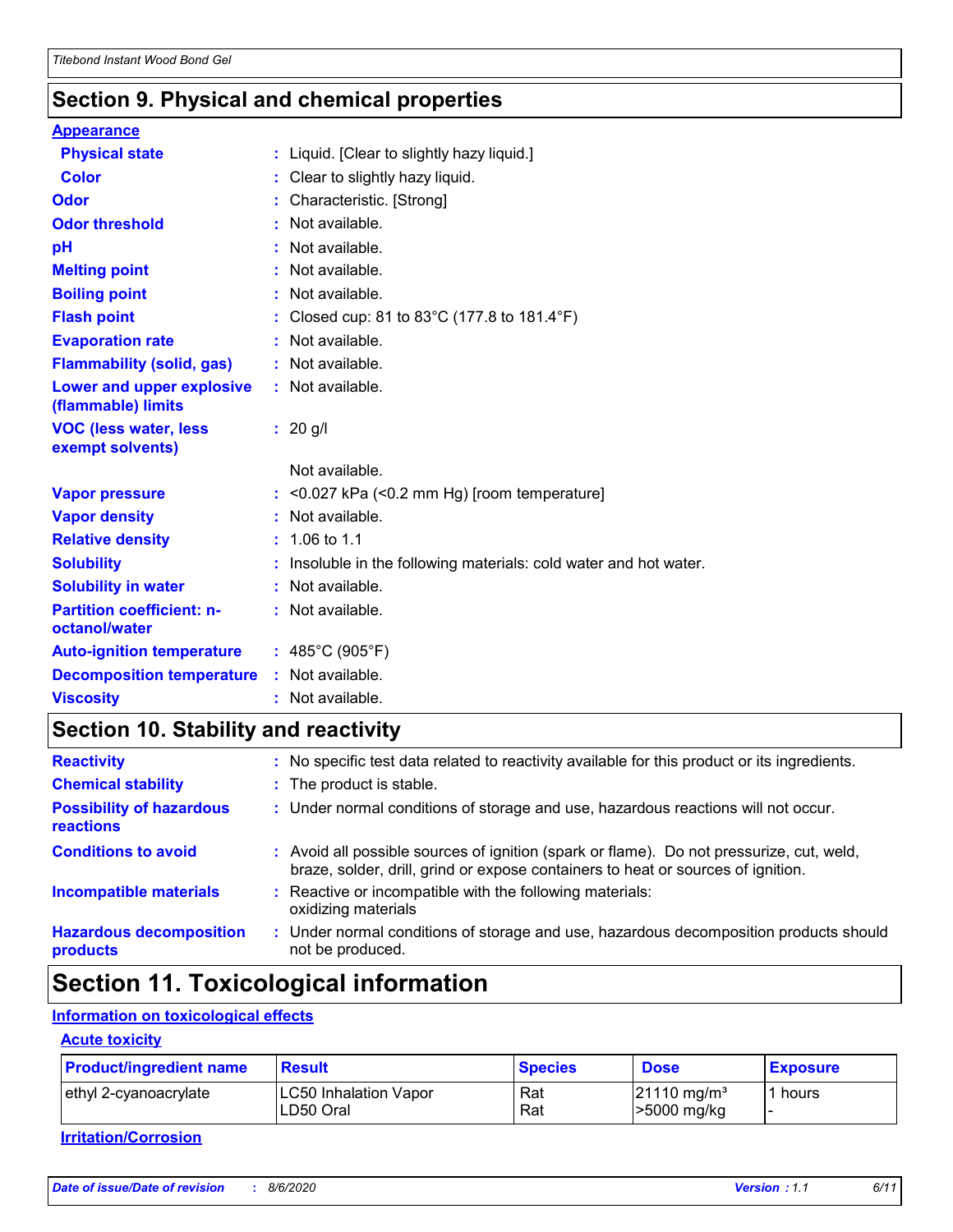## Section 9. Physical and chemical properties

**Appearance**

| | | |
|---|---|---|
| **Physical state** | : | Liquid. [Clear to slightly hazy liquid.] |
| **Color** | : | Clear to slightly hazy liquid. |
| **Odor** | : | Characteristic. [Strong] |
| **Odor threshold** | : | Not available. |
| **pH** | : | Not available. |
| **Melting point** | : | Not available. |
| **Boiling point** | : | Not available. |
| **Flash point** | : | Closed cup: 81 to 83°C (177.8 to 181.4°F) |
| **Evaporation rate** | : | Not available. |
| **Flammability (solid, gas)** | : | Not available. |
| **Lower and upper explosive (flammable) limits** | : | Not available. |
| **VOC (less water, less exempt solvents)** | : | 20 g/l<br>Not available. |
| **Vapor pressure** | : | <0.027 kPa (<0.2 mm Hg) [room temperature] |
| **Vapor density** | : | Not available. |
| **Relative density** | : | 1.06 to 1.1 |
| **Solubility** | : | Insoluble in the following materials: cold water and hot water. |
| **Solubility in water** | : | Not available. |
| **Partition coefficient: n-octanol/water** | : | Not available. |
| **Auto-ignition temperature** | : | 485°C (905°F) |
| **Decomposition temperature** | : | Not available. |
| **Viscosity** | : | Not available. |

## Section 10. Stability and reactivity

| | | |
|---|---|---|
| **Reactivity** | : | No specific test data related to reactivity available for this product or its ingredients. |
| **Chemical stability** | : | The product is stable. |
| **Possibility of hazardous reactions** | : | Under normal conditions of storage and use, hazardous reactions will not occur. |
| **Conditions to avoid** | : | Avoid all possible sources of ignition (spark or flame). Do not pressurize, cut, weld, braze, solder, drill, grind or expose containers to heat or sources of ignition. |
| **Incompatible materials** | : | Reactive or incompatible with the following materials:<br>oxidizing materials |
| **Hazardous decomposition products** | : | Under normal conditions of storage and use, hazardous decomposition products should not be produced. |

## Section 11. Toxicological information

**Information on toxicological effects**

**Acute toxicity**

| Product/ingredient name | Result | Species | Dose | Exposure |
|---|---|---|---|---|
| ethyl 2-cyanoacrylate | LC50 Inhalation Vapor<br>LD50 Oral | Rat<br>Rat | 21110 mg/m³<br>>5000 mg/kg | 1 hours<br>- |

**Irritation/Corrosion**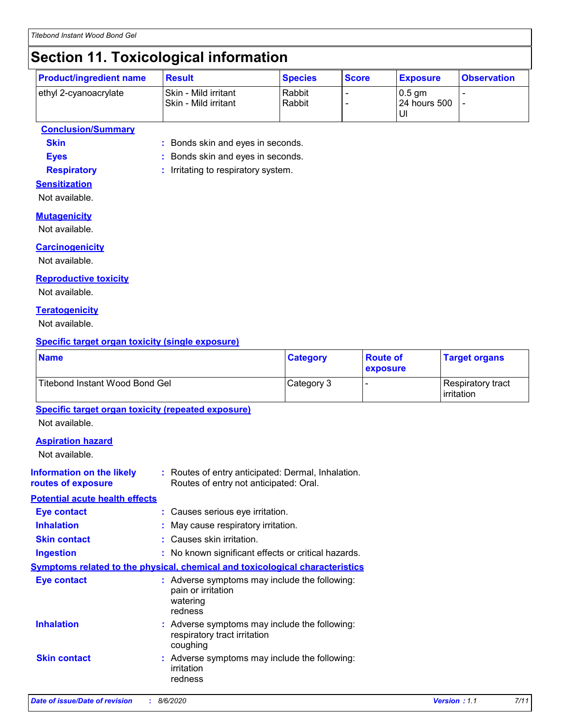# Section 11. Toxicological information

| Product/ingredient name | Result | Species | Score | Exposure | Observation |
|---|---|---|---|---|---|
| ethyl 2-cyanoacrylate | Skin - Mild irritant<br>Skin - Mild irritant | Rabbit<br>Rabbit | -<br>- | 0.5 gm<br>24 hours 500 UI | -<br>- |

**Conclusion/Summary**

**Skin** : Bonds skin and eyes in seconds.

**Eyes** : Bonds skin and eyes in seconds.

**Respiratory** : Irritating to respiratory system.

**Sensitization**

Not available.

**Mutagenicity**

Not available.

**Carcinogenicity**

Not available.

**Reproductive toxicity**

Not available.

**Teratogenicity**

Not available.

**Specific target organ toxicity (single exposure)**

| Name | Category | Route of exposure | Target organs |
|---|---|---|---|
| Titebond Instant Wood Bond Gel | Category 3 | - | Respiratory tract irritation |

**Specific target organ toxicity (repeated exposure)**

Not available.

**Aspiration hazard**

Not available.

**Information on the likely routes of exposure** : Routes of entry anticipated: Dermal, Inhalation. Routes of entry not anticipated: Oral.

**Potential acute health effects**

**Eye contact** : Causes serious eye irritation.

**Inhalation** : May cause respiratory irritation.

**Skin contact** : Causes skin irritation.

**Ingestion** : No known significant effects or critical hazards.

**Symptoms related to the physical, chemical and toxicological characteristics**

**Eye contact** : Adverse symptoms may include the following:
pain or irritation
watering
redness

**Inhalation** : Adverse symptoms may include the following:
respiratory tract irritation
coughing

**Skin contact** : Adverse symptoms may include the following:
irritation
redness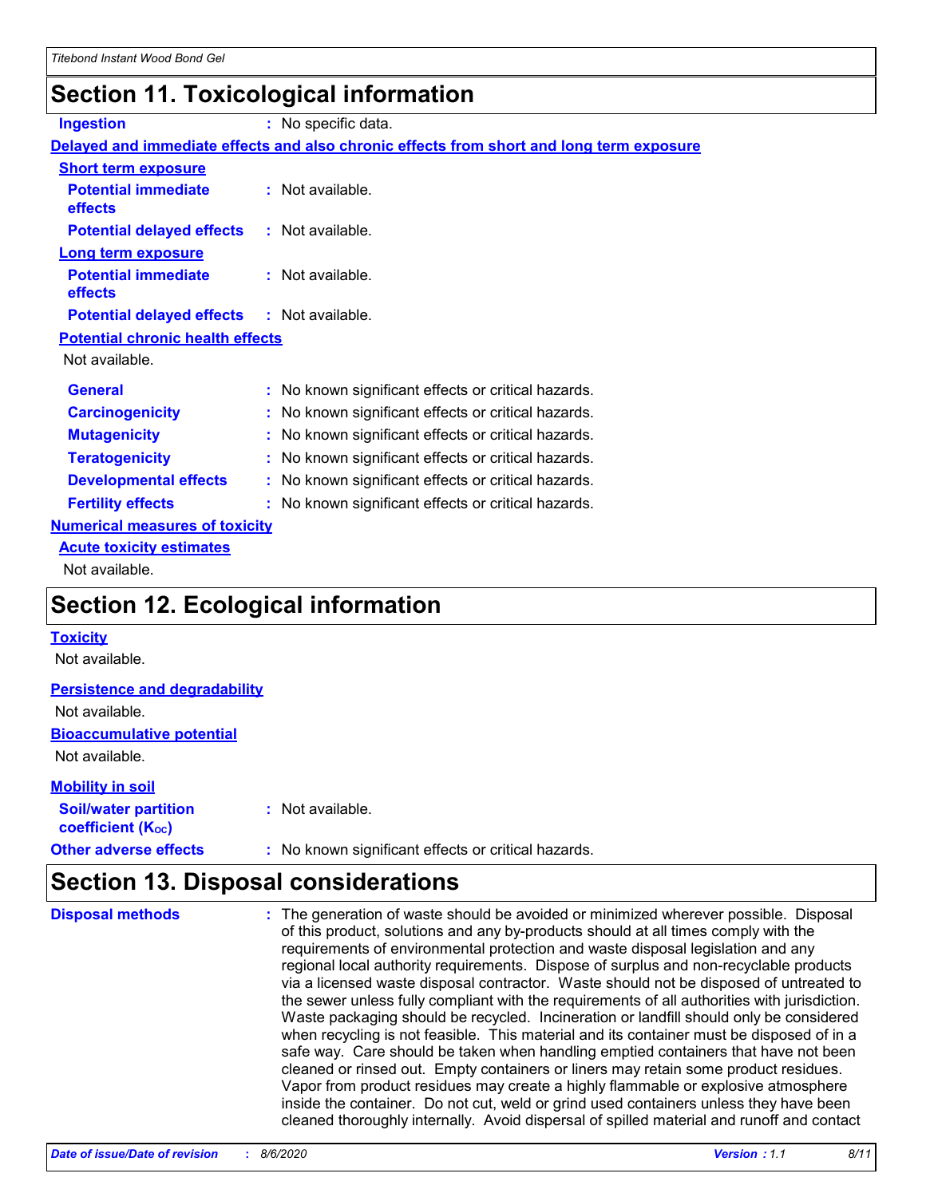## Section 11. Toxicological information

**Ingestion** : No specific data.

**Delayed and immediate effects and also chronic effects from short and long term exposure**

**Short term exposure**

**Potential immediate effects** : Not available.

**Potential delayed effects** : Not available.

**Long term exposure**

**Potential immediate effects** : Not available.

**Potential delayed effects** : Not available.

**Potential chronic health effects**

Not available.

**General** : No known significant effects or critical hazards.

**Carcinogenicity** : No known significant effects or critical hazards.

**Mutagenicity** : No known significant effects or critical hazards.

**Teratogenicity** : No known significant effects or critical hazards.

**Developmental effects** : No known significant effects or critical hazards.

**Fertility effects** : No known significant effects or critical hazards.

**Numerical measures of toxicity**

**Acute toxicity estimates**

Not available.

## Section 12. Ecological information

**Toxicity**

Not available.

**Persistence and degradability**

Not available.

**Bioaccumulative potential**

Not available.

**Mobility in soil**

**Soil/water partition coefficient ($K_{OC}$)** : Not available.

**Other adverse effects** : No known significant effects or critical hazards.

## Section 13. Disposal considerations

**Disposal methods** : The generation of waste should be avoided or minimized wherever possible. Disposal of this product, solutions and any by-products should at all times comply with the requirements of environmental protection and waste disposal legislation and any regional local authority requirements. Dispose of surplus and non-recyclable products via a licensed waste disposal contractor. Waste should not be disposed of untreated to the sewer unless fully compliant with the requirements of all authorities with jurisdiction. Waste packaging should be recycled. Incineration or landfill should only be considered when recycling is not feasible. This material and its container must be disposed of in a safe way. Care should be taken when handling emptied containers that have not been cleaned or rinsed out. Empty containers or liners may retain some product residues. Vapor from product residues may create a highly flammable or explosive atmosphere inside the container. Do not cut, weld or grind used containers unless they have been cleaned thoroughly internally. Avoid dispersal of spilled material and runoff and contact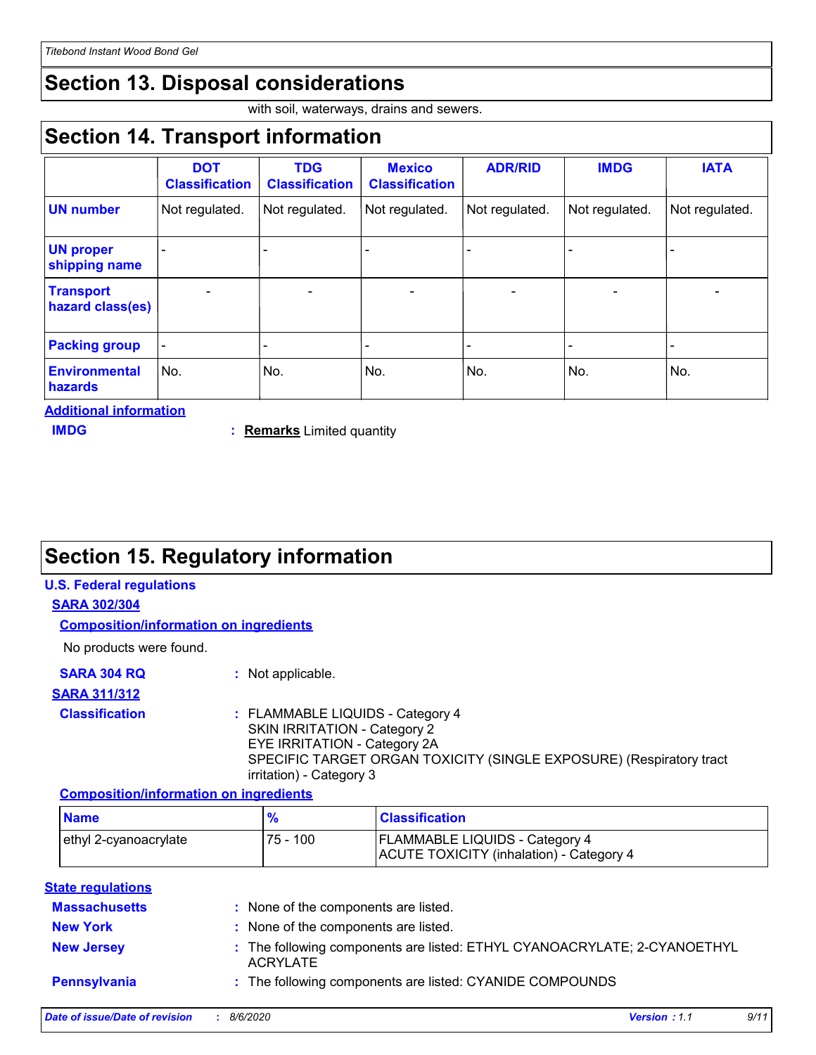## Section 13. Disposal considerations

with soil, waterways, drains and sewers.

## Section 14. Transport information

| | DOT Classification | TDG Classification | Mexico Classification | ADR/RID | IMDG | IATA |
|---|---|---|---|---|---|---|
| **UN number** | Not regulated. | Not regulated. | Not regulated. | Not regulated. | Not regulated. | Not regulated. |
| **UN proper shipping name** | - | - | - | - | - | - |
| **Transport hazard class(es)** | - | - | - | - | - | - |
| **Packing group** | - | - | - | - | - | - |
| **Environmental hazards** | No. | No. | No. | No. | No. | No. |

**Additional information**

**IMDG** : **Remarks** Limited quantity

## Section 15. Regulatory information

**U.S. Federal regulations**

**SARA 302/304**

**Composition/information on ingredients**

No products were found.

**SARA 304 RQ** : Not applicable.

**SARA 311/312**

**Classification** : FLAMMABLE LIQUIDS - Category 4
SKIN IRRITATION - Category 2
EYE IRRITATION - Category 2A
SPECIFIC TARGET ORGAN TOXICITY (SINGLE EXPOSURE) (Respiratory tract irritation) - Category 3

**Composition/information on ingredients**

| Name | % | Classification |
|---|---|---|
| ethyl 2-cyanoacrylate | 75 - 100 | FLAMMABLE LIQUIDS - Category 4<br>ACUTE TOXICITY (inhalation) - Category 4 |

**State regulations**

**Massachusetts** : None of the components are listed.

**New York** : None of the components are listed.

**New Jersey** : The following components are listed: ETHYL CYANOACRYLATE; 2-CYANOETHYL ACRYLATE

**Pennsylvania** : The following components are listed: CYANIDE COMPOUNDS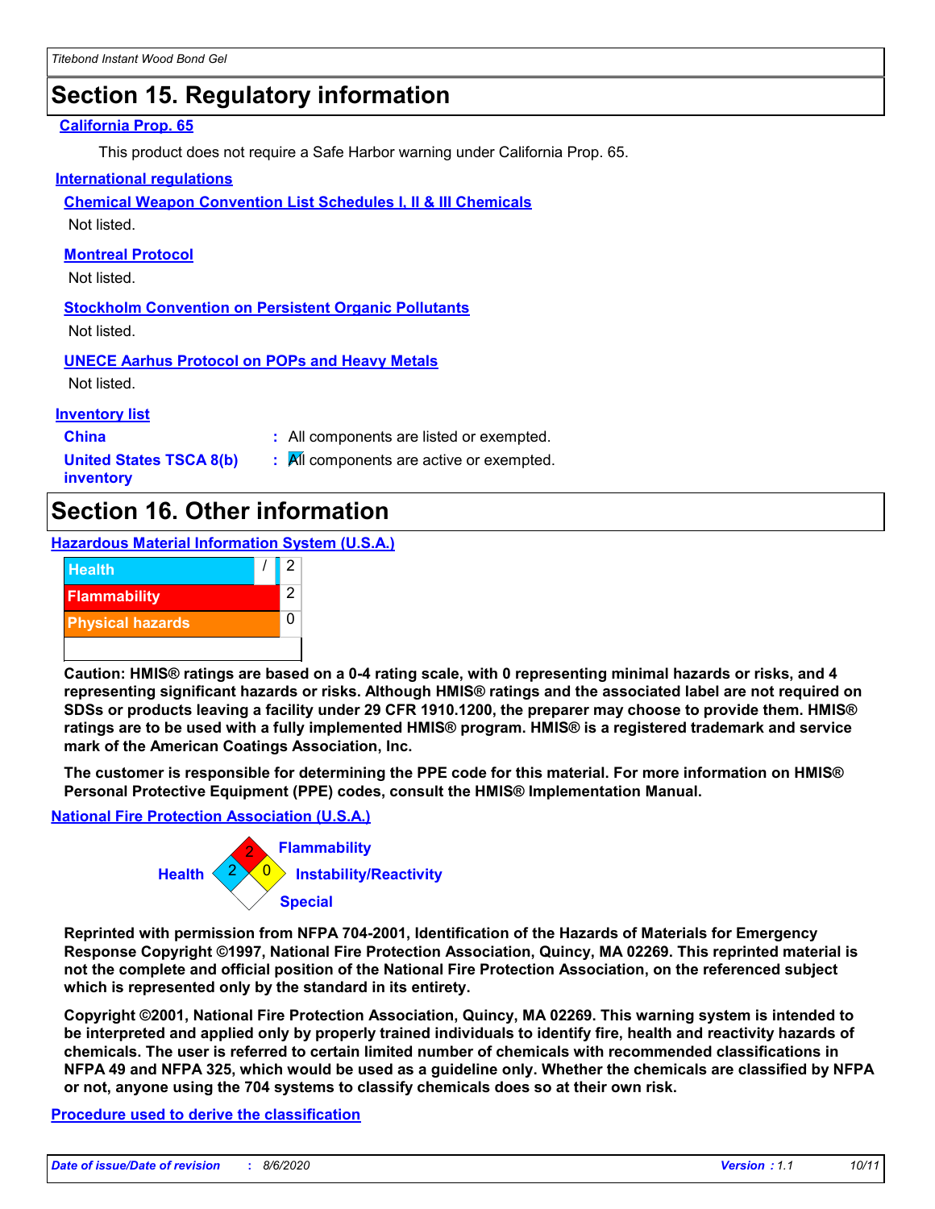## Section 15. Regulatory information

**California Prop. 65**

This product does not require a Safe Harbor warning under California Prop. 65.

**International regulations**

**Chemical Weapon Convention List Schedules I, II & III Chemicals**

Not listed.

**Montreal Protocol**

Not listed.

**Stockholm Convention on Persistent Organic Pollutants**

Not listed.

**UNECE Aarhus Protocol on POPs and Heavy Metals**

Not listed.

**Inventory list**

| | | |
|---|---|---|
| **China** | : | All components are listed or exempted. |
| **United States TSCA 8(b) inventory** | : | All components are active or exempted. |

## Section 16. Other information

**Hazardous Material Information System (U.S.A.)**

| | | |
|---|---|---|
| Health | / | 2 |
| Flammability | | 2 |
| Physical hazards | | 0 |

**Caution: HMIS® ratings are based on a 0-4 rating scale, with 0 representing minimal hazards or risks, and 4 representing significant hazards or risks. Although HMIS® ratings and the associated label are not required on SDSs or products leaving a facility under 29 CFR 1910.1200, the preparer may choose to provide them. HMIS® ratings are to be used with a fully implemented HMIS® program. HMIS® is a registered trademark and service mark of the American Coatings Association, Inc.**

**The customer is responsible for determining the PPE code for this material. For more information on HMIS® Personal Protective Equipment (PPE) codes, consult the HMIS® Implementation Manual.**

**National Fire Protection Association (U.S.A.)**

| | |
|---|---|
| Health | 2 |
| Flammability | 2 |
| Instability/Reactivity | 0 |
| Special | |

**Reprinted with permission from NFPA 704-2001, Identification of the Hazards of Materials for Emergency Response Copyright ©1997, National Fire Protection Association, Quincy, MA 02269. This reprinted material is not the complete and official position of the National Fire Protection Association, on the referenced subject which is represented only by the standard in its entirety.**

**Copyright ©2001, National Fire Protection Association, Quincy, MA 02269. This warning system is intended to be interpreted and applied only by properly trained individuals to identify fire, health and reactivity hazards of chemicals. The user is referred to certain limited number of chemicals with recommended classifications in NFPA 49 and NFPA 325, which would be used as a guideline only. Whether the chemicals are classified by NFPA or not, anyone using the 704 systems to classify chemicals does so at their own risk.**

**Procedure used to derive the classification**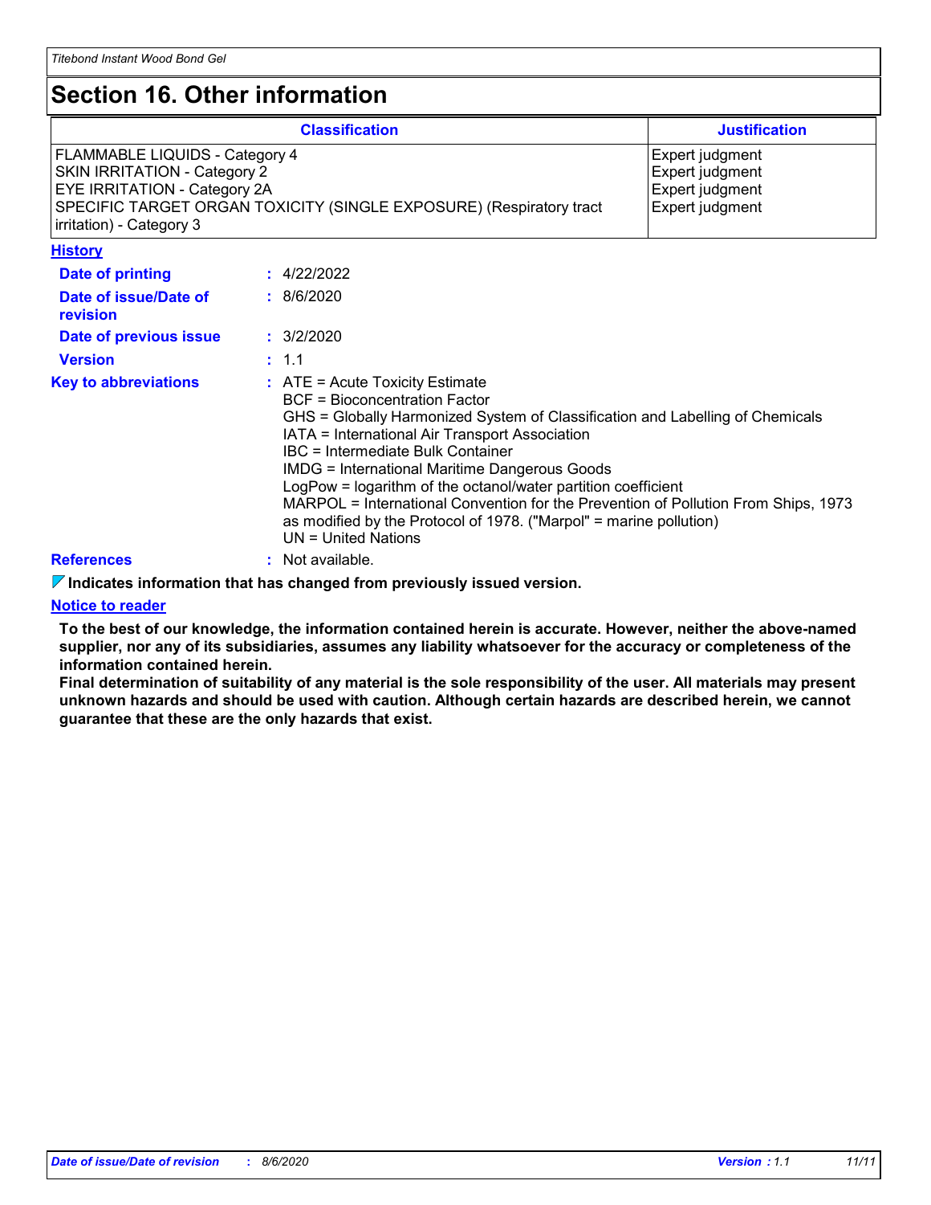# Section 16. Other information

| Classification | Justification |
|---|---|
| FLAMMABLE LIQUIDS - Category 4 | Expert judgment |
| SKIN IRRITATION - Category 2 | Expert judgment |
| EYE IRRITATION - Category 2A | Expert judgment |
| SPECIFIC TARGET ORGAN TOXICITY (SINGLE EXPOSURE) (Respiratory tract irritation) - Category 3 | Expert judgment |

**History**

**Date of printing** : 4/22/2022

**Date of issue/Date of revision** : 8/6/2020

**Date of previous issue** : 3/2/2020

**Version** : 1.1

**Key to abbreviations** : ATE = Acute Toxicity Estimate
BCF = Bioconcentration Factor
GHS = Globally Harmonized System of Classification and Labelling of Chemicals
IATA = International Air Transport Association
IBC = Intermediate Bulk Container
IMDG = International Maritime Dangerous Goods
LogPow = logarithm of the octanol/water partition coefficient
MARPOL = International Convention for the Prevention of Pollution From Ships, 1973 as modified by the Protocol of 1978. ("Marpol" = marine pollution)
UN = United Nations

**References** : Not available.

**Indicates information that has changed from previously issued version.**

**Notice to reader**

**To the best of our knowledge, the information contained herein is accurate. However, neither the above-named supplier, nor any of its subsidiaries, assumes any liability whatsoever for the accuracy or completeness of the information contained herein.**

**Final determination of suitability of any material is the sole responsibility of the user. All materials may present unknown hazards and should be used with caution. Although certain hazards are described herein, we cannot guarantee that these are the only hazards that exist.**